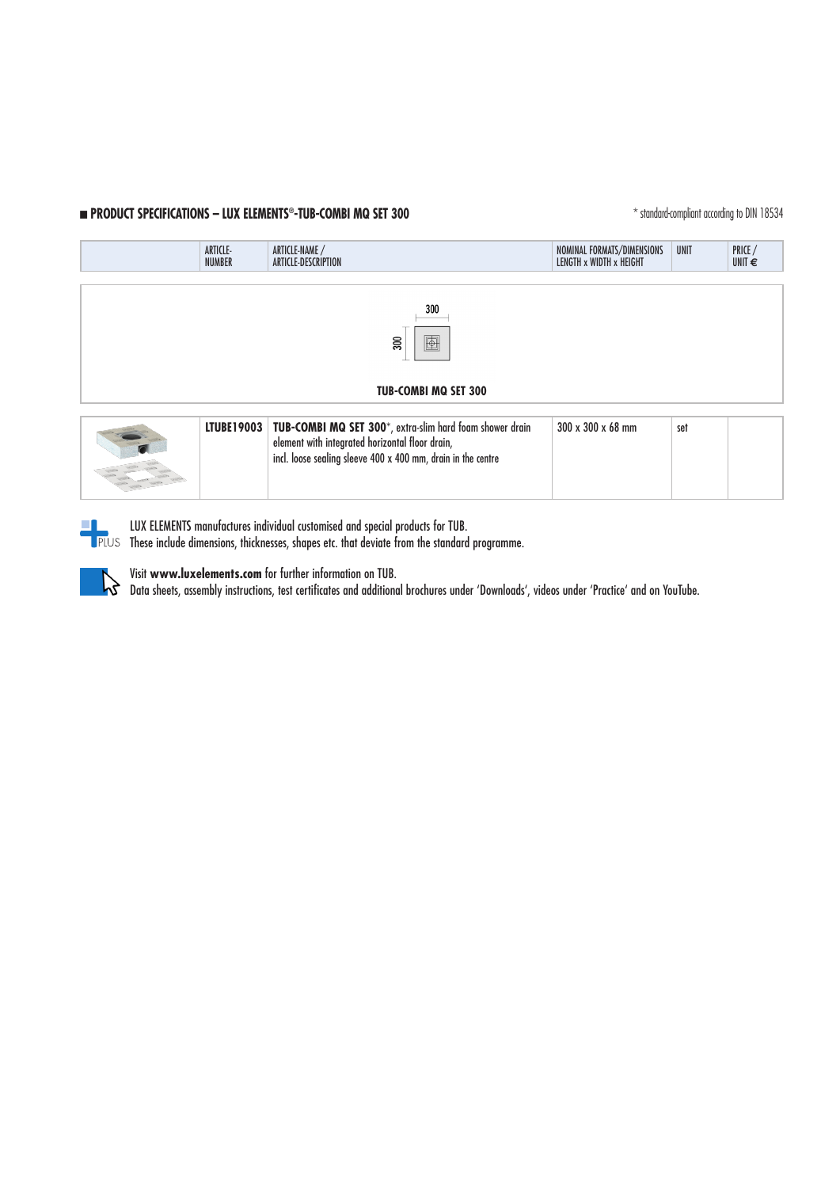## ■ PRODUCT SPECIFICATIONS – LUX ELEMENTS®-TUB-COMBI MQ SET 300

* standard-compliant according to DIN 18534

| | ARTICLE-NUMBER | ARTICLE-NAME / ARTICLE-DESCRIPTION | NOMINAL FORMATS/DIMENSIONS LENGTH x WIDTH x HEIGHT | UNIT | PRICE / UNIT € |
|---|---|---|---|---|---|
| | | **TUB-COMBI MQ SET 300** | | | |
| | **LTUBE19003** | **TUB-COMBI MQ SET 300***, extra-slim hard foam shower drain element with integrated horizontal floor drain, incl. loose sealing sleeve 400 x 400 mm, drain in the centre | 300 x 300 x 68 mm | set | |

LUX ELEMENTS manufactures individual customised and special products for TUB.
These include dimensions, thicknesses, shapes etc. that deviate from the standard programme.

Visit **www.luxelements.com** for further information on TUB.
Data sheets, assembly instructions, test certificates and additional brochures under 'Downloads', videos under 'Practice' and on YouTube.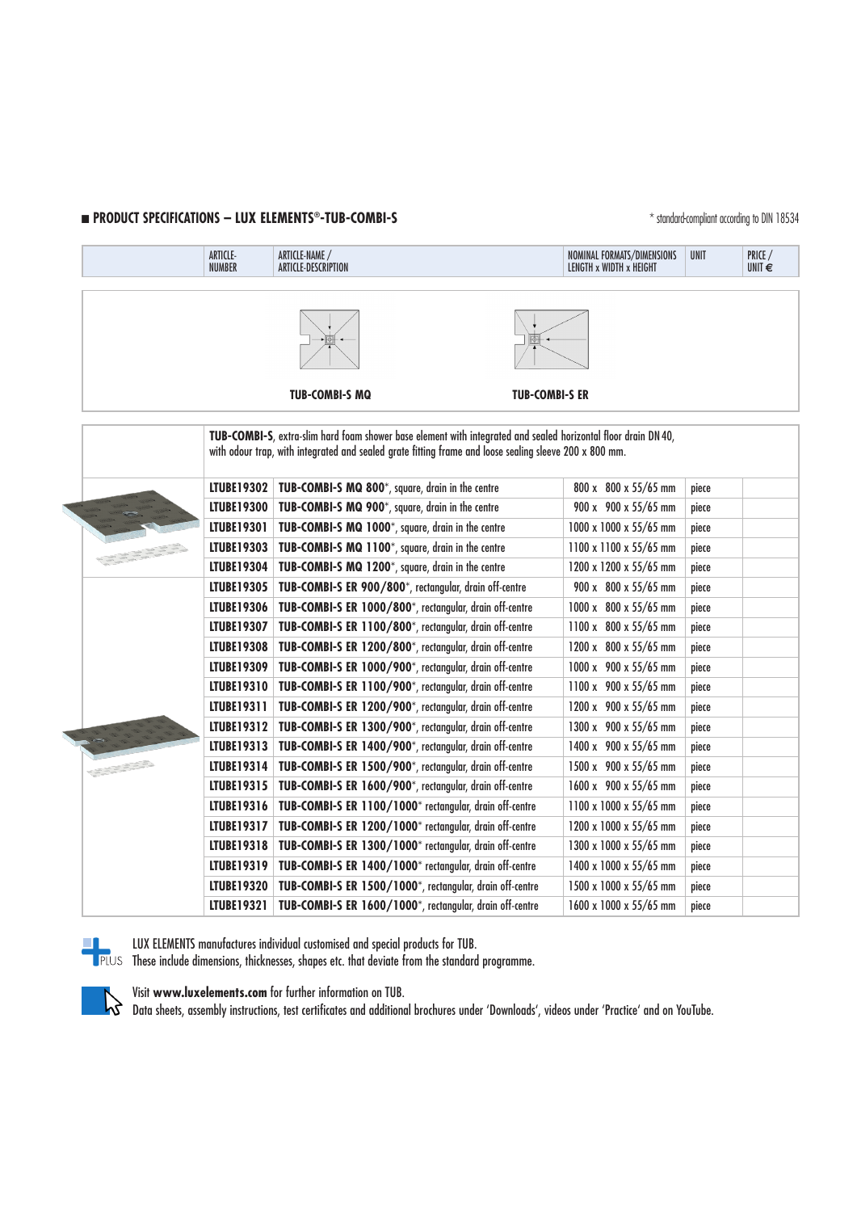## ■ PRODUCT SPECIFICATIONS – LUX ELEMENTS®-TUB-COMBI-S

\* standard-compliant according to DIN 18534

TUB-COMBI-S MQ

TUB-COMBI-S ER

**TUB-COMBI-S**, extra-slim hard foam shower base element with integrated and sealed horizontal floor drain DN 40, with odour trap, with integrated and sealed grate fitting frame and loose sealing sleeve 200 x 800 mm.

| ARTICLE-NUMBER | ARTICLE-NAME / ARTICLE-DESCRIPTION | NOMINAL FORMATS/DIMENSIONS LENGTH x WIDTH x HEIGHT | UNIT | PRICE / UNIT € |
|---|---|---|---|---|
| **LTUBE19302** | **TUB-COMBI-S MQ 800**\*, square, drain in the centre | 800 x 800 x 55/65 mm | piece | |
| **LTUBE19300** | **TUB-COMBI-S MQ 900**\*, square, drain in the centre | 900 x 900 x 55/65 mm | piece | |
| **LTUBE19301** | **TUB-COMBI-S MQ 1000**\*, square, drain in the centre | 1000 x 1000 x 55/65 mm | piece | |
| **LTUBE19303** | **TUB-COMBI-S MQ 1100**\*, square, drain in the centre | 1100 x 1100 x 55/65 mm | piece | |
| **LTUBE19304** | **TUB-COMBI-S MQ 1200**\*, square, drain in the centre | 1200 x 1200 x 55/65 mm | piece | |
| **LTUBE19305** | **TUB-COMBI-S ER 900/800**\*, rectangular, drain off-centre | 900 x 800 x 55/65 mm | piece | |
| **LTUBE19306** | **TUB-COMBI-S ER 1000/800**\*, rectangular, drain off-centre | 1000 x 800 x 55/65 mm | piece | |
| **LTUBE19307** | **TUB-COMBI-S ER 1100/800**\*, rectangular, drain off-centre | 1100 x 800 x 55/65 mm | piece | |
| **LTUBE19308** | **TUB-COMBI-S ER 1200/800**\*, rectangular, drain off-centre | 1200 x 800 x 55/65 mm | piece | |
| **LTUBE19309** | **TUB-COMBI-S ER 1000/900**\*, rectangular, drain off-centre | 1000 x 900 x 55/65 mm | piece | |
| **LTUBE19310** | **TUB-COMBI-S ER 1100/900**\*, rectangular, drain off-centre | 1100 x 900 x 55/65 mm | piece | |
| **LTUBE19311** | **TUB-COMBI-S ER 1200/900**\*, rectangular, drain off-centre | 1200 x 900 x 55/65 mm | piece | |
| **LTUBE19312** | **TUB-COMBI-S ER 1300/900**\*, rectangular, drain off-centre | 1300 x 900 x 55/65 mm | piece | |
| **LTUBE19313** | **TUB-COMBI-S ER 1400/900**\*, rectangular, drain off-centre | 1400 x 900 x 55/65 mm | piece | |
| **LTUBE19314** | **TUB-COMBI-S ER 1500/900**\*, rectangular, drain off-centre | 1500 x 900 x 55/65 mm | piece | |
| **LTUBE19315** | **TUB-COMBI-S ER 1600/900**\*, rectangular, drain off-centre | 1600 x 900 x 55/65 mm | piece | |
| **LTUBE19316** | **TUB-COMBI-S ER 1100/1000**\* rectangular, drain off-centre | 1100 x 1000 x 55/65 mm | piece | |
| **LTUBE19317** | **TUB-COMBI-S ER 1200/1000**\* rectangular, drain off-centre | 1200 x 1000 x 55/65 mm | piece | |
| **LTUBE19318** | **TUB-COMBI-S ER 1300/1000**\* rectangular, drain off-centre | 1300 x 1000 x 55/65 mm | piece | |
| **LTUBE19319** | **TUB-COMBI-S ER 1400/1000**\* rectangular, drain off-centre | 1400 x 1000 x 55/65 mm | piece | |
| **LTUBE19320** | **TUB-COMBI-S ER 1500/1000**\*, rectangular, drain off-centre | 1500 x 1000 x 55/65 mm | piece | |
| **LTUBE19321** | **TUB-COMBI-S ER 1600/1000**\*, rectangular, drain off-centre | 1600 x 1000 x 55/65 mm | piece | |

PLUS

LUX ELEMENTS manufactures individual customised and special products for TUB.
These include dimensions, thicknesses, shapes etc. that deviate from the standard programme.

Visit **www.luxelements.com** for further information on TUB.
Data sheets, assembly instructions, test certificates and additional brochures under 'Downloads', videos under 'Practice' and on YouTube.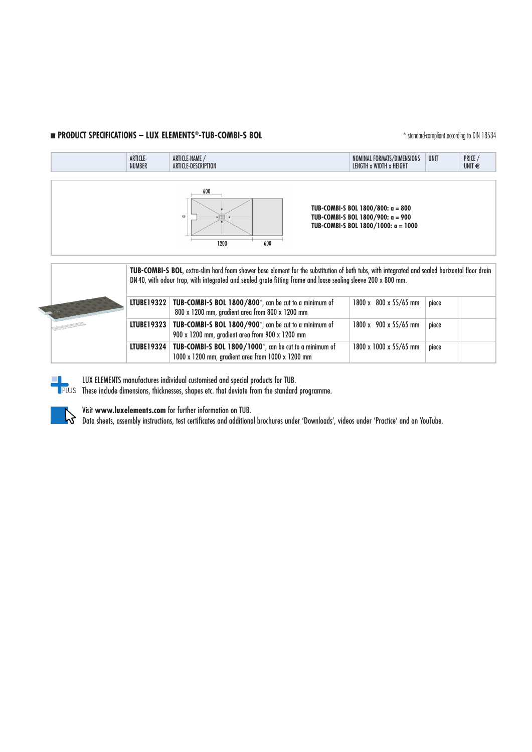## ■ PRODUCT SPECIFICATIONS – LUX ELEMENTS®-TUB-COMBI-S BOL

\* standard-compliant according to DIN 18534

600

a

1200

600

**TUB-COMBI-S BOL 1800/800: a = 800**
**TUB-COMBI-S BOL 1800/900: a = 900**
**TUB-COMBI-S BOL 1800/1000: a = 1000**

| ARTICLE-NUMBER | ARTICLE-NAME / ARTICLE-DESCRIPTION | NOMINAL FORMATS/DIMENSIONS LENGTH x WIDTH x HEIGHT | UNIT | PRICE / UNIT € |
|---|---|---|---|---|
| | **TUB-COMBI-S BOL**, extra-slim hard foam shower base element for the substitution of bath tubs, with integrated and sealed horizontal floor drain DN 40, with odour trap, with integrated and sealed grate fitting frame and loose sealing sleeve 200 x 800 mm. | | | |
| **LTUBE19322** | **TUB-COMBI-S BOL 1800/800**\*, can be cut to a minimum of 800 x 1200 mm, gradient area from 800 x 1200 mm | 1800 x 800 x 55/65 mm | piece | |
| **LTUBE19323** | **TUB-COMBI-S BOL 1800/900**\*, can be cut to a minimum of 900 x 1200 mm, gradient area from 900 x 1200 mm | 1800 x 900 x 55/65 mm | piece | |
| **LTUBE19324** | **TUB-COMBI-S BOL 1800/1000**\*, can be cut to a minimum of 1000 x 1200 mm, gradient area from 1000 x 1200 mm | 1800 x 1000 x 55/65 mm | piece | |

PLUS LUX ELEMENTS manufactures individual customised and special products for TUB.
These include dimensions, thicknesses, shapes etc. that deviate from the standard programme.

Visit **www.luxelements.com** for further information on TUB.
Data sheets, assembly instructions, test certificates and additional brochures under 'Downloads', videos under 'Practice' and on YouTube.